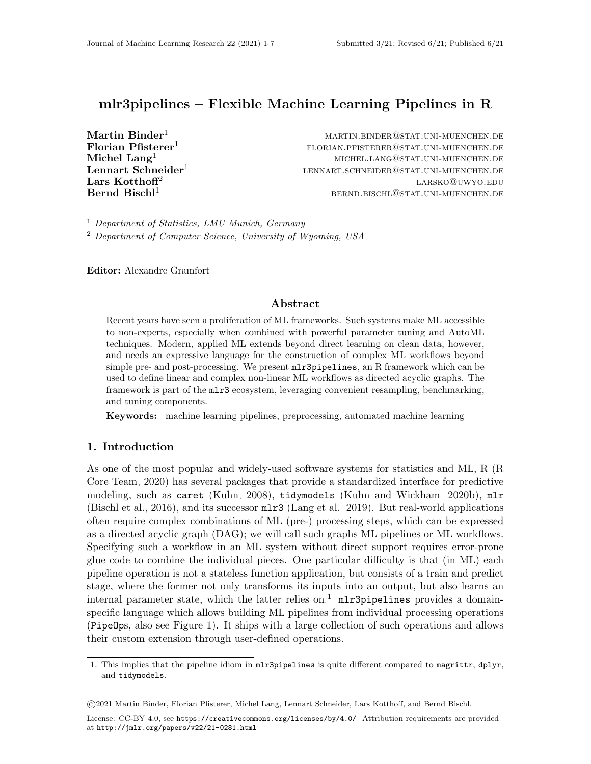# mlr3pipelines – Flexible Machine Learning Pipelines in R

**Martin Binder**[1] martin.binder@stat.uni-muenchen.de  
**Florian Pfisterer**[1] florian.pfisterer@stat.uni-muenchen.de  
**Michel Lang**[1] michel.lang@stat.uni-muenchen.de  
**Lennart Schneider**[1] lennart.schneider@stat.uni-muenchen.de  
**Lars Kotthoff**[2] larsko@uwyo.edu  
**Bernd Bischl**[1] bernd.bischl@stat.uni-muenchen.de

[1] *Department of Statistics, LMU Munich, Germany*  
[2] *Department of Computer Science, University of Wyoming, USA*

**Editor:** Alexandre Gramfort

## Abstract

Recent years have seen a proliferation of ML frameworks. Such systems make ML accessible to non-experts, especially when combined with powerful parameter tuning and AutoML techniques. Modern, applied ML extends beyond direct learning on clean data, however, and needs an expressive language for the construction of complex ML workflows beyond simple pre- and post-processing. We present `mlr3pipelines`, an R framework which can be used to define linear and complex non-linear ML workflows as directed acyclic graphs. The framework is part of the `mlr3` ecosystem, leveraging convenient resampling, benchmarking, and tuning components.

**Keywords:** machine learning pipelines, preprocessing, automated machine learning

## 1. Introduction

As one of the most popular and widely-used software systems for statistics and ML, R (R Core Team, 2020) has several packages that provide a standardized interface for predictive modeling, such as `caret` (Kuhn, 2008), `tidymodels` (Kuhn and Wickham, 2020b), `mlr` (Bischl et al., 2016), and its successor `mlr3` (Lang et al., 2019). But real-world applications often require complex combinations of ML (pre-) processing steps, which can be expressed as a directed acyclic graph (DAG); we will call such graphs ML pipelines or ML workflows. Specifying such a workflow in an ML system without direct support requires error-prone glue code to combine the individual pieces. One particular difficulty is that (in ML) each pipeline operation is not a stateless function application, but consists of a train and predict stage, where the former not only transforms its inputs into an output, but also learns an internal parameter state, which the latter relies on.[1] `mlr3pipelines` provides a domain-specific language which allows building ML pipelines from individual processing operations (`PipeOps`, also see Figure 1). It ships with a large collection of such operations and allows their custom extension through user-defined operations.

1. This implies that the pipeline idiom in `mlr3pipelines` is quite different compared to `magrittr`, `dplyr`, and `tidymodels`.

©2021 Martin Binder, Florian Pfisterer, Michel Lang, Lennart Schneider, Lars Kotthoff, and Bernd Bischl.

License: CC-BY 4.0, see https://creativecommons.org/licenses/by/4.0/. Attribution requirements are provided at http://jmlr.org/papers/v22/21-0281.html.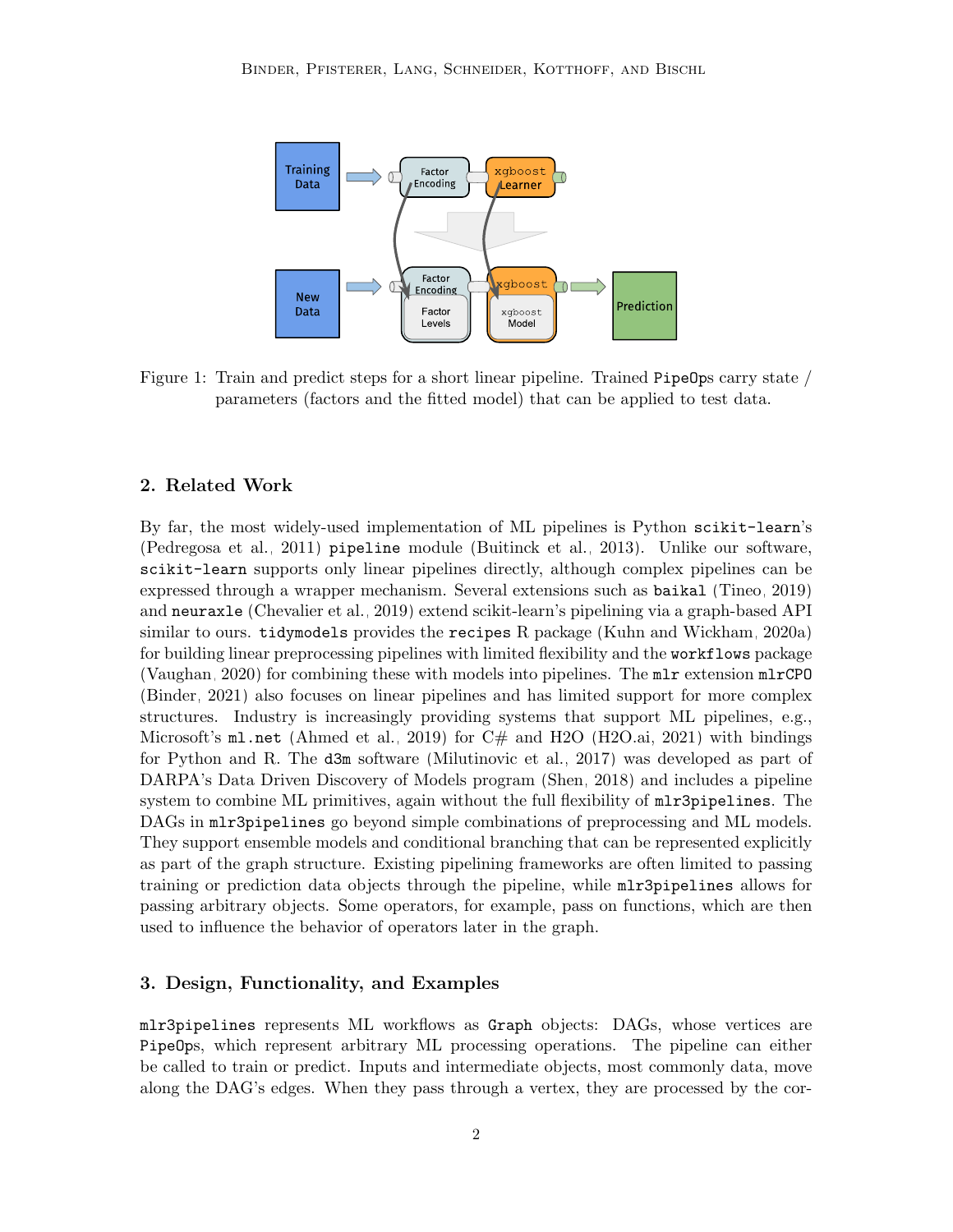Figure 1: Train and predict steps for a short linear pipeline. Trained `PipeOp`s carry state / parameters (factors and the fitted model) that can be applied to test data.

## 2. Related Work

By far, the most widely-used implementation of ML pipelines is Python `scikit-learn`'s (Pedregosa et al., 2011) `pipeline` module (Buitinck et al., 2013). Unlike our software, `scikit-learn` supports only linear pipelines directly, although complex pipelines can be expressed through a wrapper mechanism. Several extensions such as `baikal` (Tineo, 2019) and `neuraxle` (Chevalier et al., 2019) extend scikit-learn's pipelining via a graph-based API similar to ours. `tidymodels` provides the `recipes` R package (Kuhn and Wickham, 2020a) for building linear preprocessing pipelines with limited flexibility and the `workflows` package (Vaughan, 2020) for combining these with models into pipelines. The `mlr` extension `mlrCPO` (Binder, 2021) also focuses on linear pipelines and has limited support for more complex structures. Industry is increasingly providing systems that support ML pipelines, e.g., Microsoft's `ml.net` (Ahmed et al., 2019) for C# and H2O (H2O.ai, 2021) with bindings for Python and R. The `d3m` software (Milutinovic et al., 2017) was developed as part of DARPA's Data Driven Discovery of Models program (Shen, 2018) and includes a pipeline system to combine ML primitives, again without the full flexibility of `mlr3pipelines`. The DAGs in `mlr3pipelines` go beyond simple combinations of preprocessing and ML models. They support ensemble models and conditional branching that can be represented explicitly as part of the graph structure. Existing pipelining frameworks are often limited to passing training or prediction data objects through the pipeline, while `mlr3pipelines` allows for passing arbitrary objects. Some operators, for example, pass on functions, which are then used to influence the behavior of operators later in the graph.

## 3. Design, Functionality, and Examples

`mlr3pipelines` represents ML workflows as `Graph` objects: DAGs, whose vertices are `PipeOp`s, which represent arbitrary ML processing operations. The pipeline can either be called to train or predict. Inputs and intermediate objects, most commonly data, move along the DAG's edges. When they pass through a vertex, they are processed by the cor-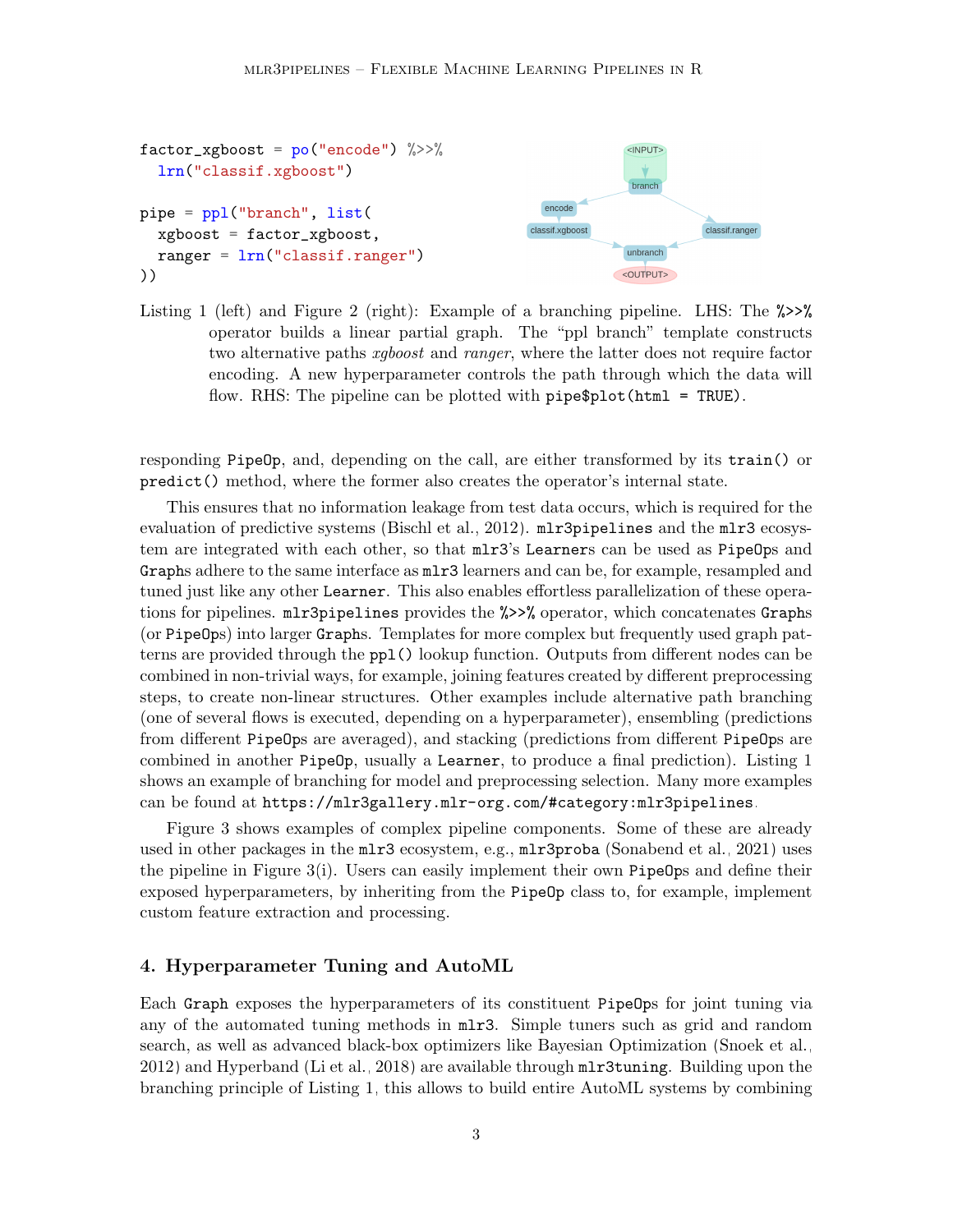```r
factor_xgboost = po("encode") %>>%
  lrn("classif.xgboost")

pipe = ppl("branch", list(
  xgboost = factor_xgboost,
  ranger = lrn("classif.ranger")
))
```

Listing 1 (left) and Figure 2 (right): Example of a branching pipeline. LHS: The `%>>%` operator builds a linear partial graph. The "ppl branch" template constructs two alternative paths *xgboost* and *ranger*, where the latter does not require factor encoding. A new hyperparameter controls the path through which the data will flow. RHS: The pipeline can be plotted with `pipe$plot(html = TRUE)`.

responding `PipeOp`, and, depending on the call, are either transformed by its `train()` or `predict()` method, where the former also creates the operator's internal state.

This ensures that no information leakage from test data occurs, which is required for the evaluation of predictive systems (Bischl et al., 2012). `mlr3pipelines` and the `mlr3` ecosystem are integrated with each other, so that `mlr3`'s `Learner`s can be used as `PipeOp`s and `Graph`s adhere to the same interface as `mlr3` learners and can be, for example, resampled and tuned just like any other `Learner`. This also enables effortless parallelization of these operations for pipelines. `mlr3pipelines` provides the `%>>%` operator, which concatenates `Graph`s (or `PipeOp`s) into larger `Graph`s. Templates for more complex but frequently used graph patterns are provided through the `ppl()` lookup function. Outputs from different nodes can be combined in non-trivial ways, for example, joining features created by different preprocessing steps, to create non-linear structures. Other examples include alternative path branching (one of several flows is executed, depending on a hyperparameter), ensembling (predictions from different `PipeOp`s are averaged), and stacking (predictions from different `PipeOp`s are combined in another `PipeOp`, usually a `Learner`, to produce a final prediction). Listing 1 shows an example of branching for model and preprocessing selection. Many more examples can be found at `https://mlr3gallery.mlr-org.com/#category:mlr3pipelines`.

Figure 3 shows examples of complex pipeline components. Some of these are already used in other packages in the `mlr3` ecosystem, e.g., `mlr3proba` (Sonabend et al., 2021) uses the pipeline in Figure 3(i). Users can easily implement their own `PipeOp`s and define their exposed hyperparameters, by inheriting from the `PipeOp` class to, for example, implement custom feature extraction and processing.

## 4. Hyperparameter Tuning and AutoML

Each `Graph` exposes the hyperparameters of its constituent `PipeOp`s for joint tuning via any of the automated tuning methods in `mlr3`. Simple tuners such as grid and random search, as well as advanced black-box optimizers like Bayesian Optimization (Snoek et al., 2012) and Hyperband (Li et al., 2018) are available through `mlr3tuning`. Building upon the branching principle of Listing 1, this allows to build entire AutoML systems by combining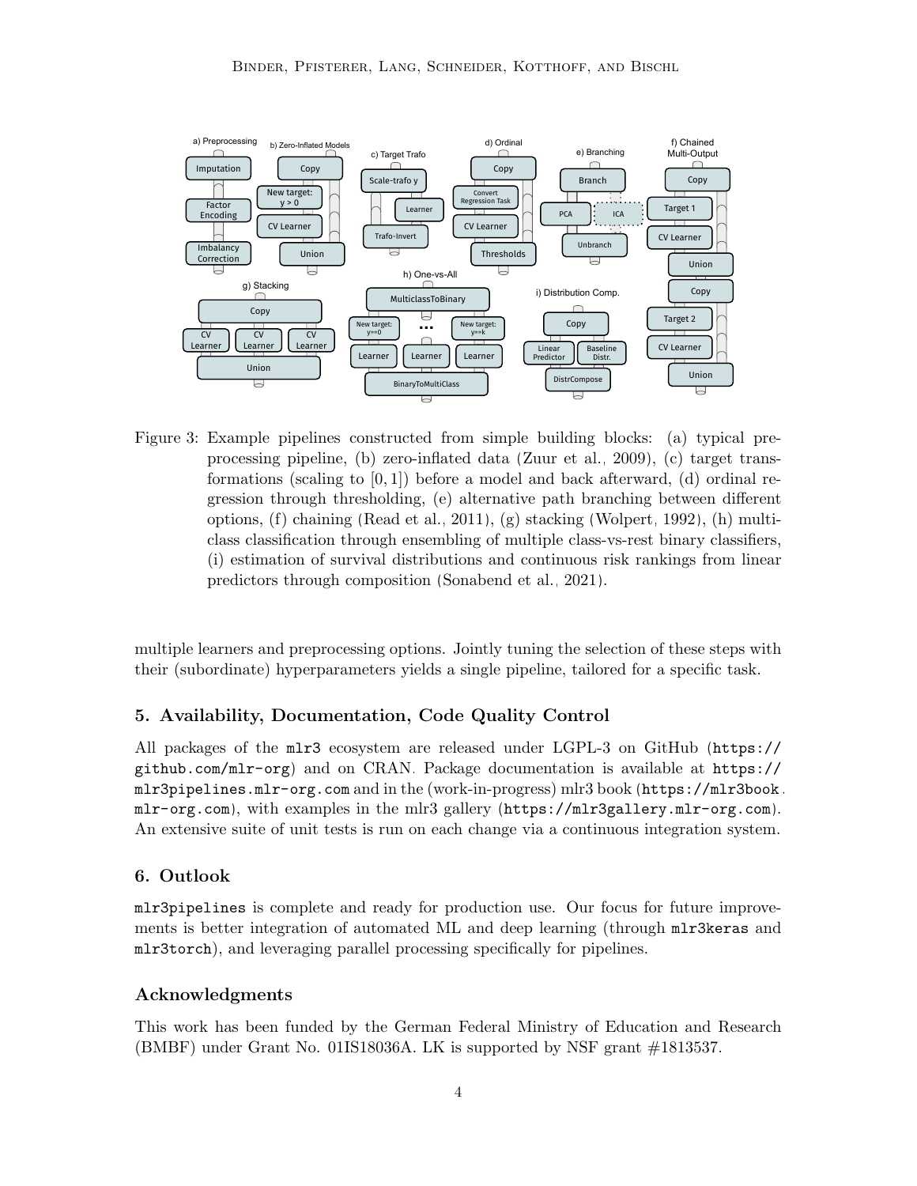Figure 3: Example pipelines constructed from simple building blocks: (a) typical preprocessing pipeline, (b) zero-inflated data (Zuur et al., 2009), (c) target transformations (scaling to $[0,1]$) before a model and back afterward, (d) ordinal regression through thresholding, (e) alternative path branching between different options, (f) chaining (Read et al., 2011), (g) stacking (Wolpert, 1992), (h) multiclass classification through ensembling of multiple class-vs-rest binary classifiers, (i) estimation of survival distributions and continuous risk rankings from linear predictors through composition (Sonabend et al., 2021).

multiple learners and preprocessing options. Jointly tuning the selection of these steps with their (subordinate) hyperparameters yields a single pipeline, tailored for a specific task.

## 5. Availability, Documentation, Code Quality Control

All packages of the `mlr3` ecosystem are released under LGPL-3 on GitHub (`https://github.com/mlr-org`) and on CRAN. Package documentation is available at `https://mlr3pipelines.mlr-org.com` and in the (work-in-progress) mlr3 book (`https://mlr3book.mlr-org.com`), with examples in the mlr3 gallery (`https://mlr3gallery.mlr-org.com`). An extensive suite of unit tests is run on each change via a continuous integration system.

## 6. Outlook

`mlr3pipelines` is complete and ready for production use. Our focus for future improvements is better integration of automated ML and deep learning (through `mlr3keras` and `mlr3torch`), and leveraging parallel processing specifically for pipelines.

## Acknowledgments

This work has been funded by the German Federal Ministry of Education and Research (BMBF) under Grant No. 01IS18036A. LK is supported by NSF grant #1813537.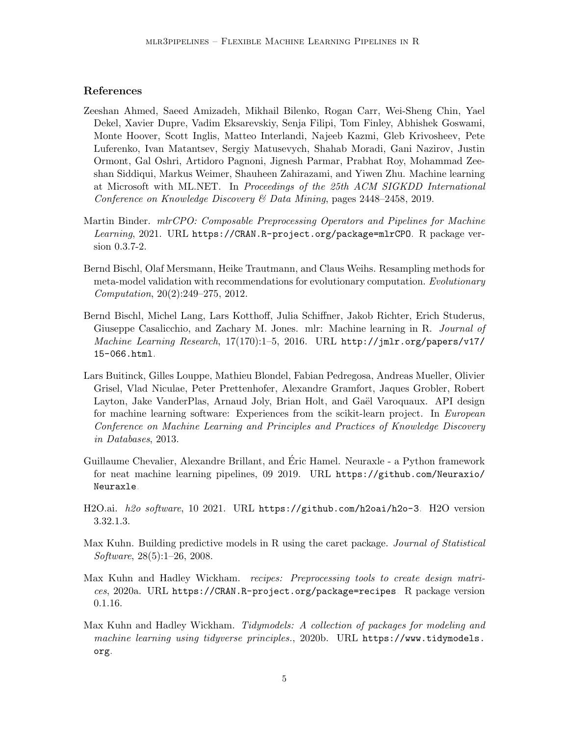## References

Zeeshan Ahmed, Saeed Amizadeh, Mikhail Bilenko, Rogan Carr, Wei-Sheng Chin, Yael Dekel, Xavier Dupre, Vadim Eksarevskiy, Senja Filipi, Tom Finley, Abhishek Goswami, Monte Hoover, Scott Inglis, Matteo Interlandi, Najeeb Kazmi, Gleb Krivosheev, Pete Luferenko, Ivan Matantsev, Sergiy Matusevych, Shahab Moradi, Gani Nazirov, Justin Ormont, Gal Oshri, Artidoro Pagnoni, Jignesh Parmar, Prabhat Roy, Mohammad Zeeshan Siddiqui, Markus Weimer, Shauheen Zahirazami, and Yiwen Zhu. Machine learning at Microsoft with ML.NET. In *Proceedings of the 25th ACM SIGKDD International Conference on Knowledge Discovery & Data Mining*, pages 2448–2458, 2019.

Martin Binder. *mlrCPO: Composable Preprocessing Operators and Pipelines for Machine Learning*, 2021. URL `https://CRAN.R-project.org/package=mlrCPO`. R package version 0.3.7-2.

Bernd Bischl, Olaf Mersmann, Heike Trautmann, and Claus Weihs. Resampling methods for meta-model validation with recommendations for evolutionary computation. *Evolutionary Computation*, 20(2):249–275, 2012.

Bernd Bischl, Michel Lang, Lars Kotthoff, Julia Schiffner, Jakob Richter, Erich Studerus, Giuseppe Casalicchio, and Zachary M. Jones. mlr: Machine learning in R. *Journal of Machine Learning Research*, 17(170):1–5, 2016. URL `http://jmlr.org/papers/v17/15-066.html`.

Lars Buitinck, Gilles Louppe, Mathieu Blondel, Fabian Pedregosa, Andreas Mueller, Olivier Grisel, Vlad Niculae, Peter Prettenhofer, Alexandre Gramfort, Jaques Grobler, Robert Layton, Jake VanderPlas, Arnaud Joly, Brian Holt, and Gaël Varoquaux. API design for machine learning software: Experiences from the scikit-learn project. In *European Conference on Machine Learning and Principles and Practices of Knowledge Discovery in Databases*, 2013.

Guillaume Chevalier, Alexandre Brillant, and Éric Hamel. Neuraxle - a Python framework for neat machine learning pipelines, 09 2019. URL `https://github.com/Neuraxio/Neuraxle`.

H2O.ai. *h2o software*, 10 2021. URL `https://github.com/h2oai/h2o-3`. H2O version 3.32.1.3.

Max Kuhn. Building predictive models in R using the caret package. *Journal of Statistical Software*, 28(5):1–26, 2008.

Max Kuhn and Hadley Wickham. *recipes: Preprocessing tools to create design matrices*, 2020a. URL `https://CRAN.R-project.org/package=recipes`. R package version 0.1.16.

Max Kuhn and Hadley Wickham. *Tidymodels: A collection of packages for modeling and machine learning using tidyverse principles.*, 2020b. URL `https://www.tidymodels.org`.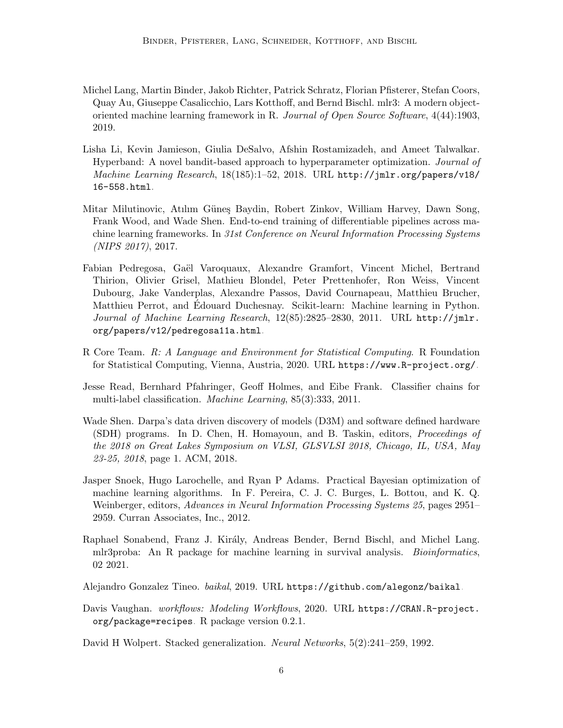Michel Lang, Martin Binder, Jakob Richter, Patrick Schratz, Florian Pfisterer, Stefan Coors, Quay Au, Giuseppe Casalicchio, Lars Kotthoff, and Bernd Bischl. mlr3: A modern object-oriented machine learning framework in R. *Journal of Open Source Software*, 4(44):1903, 2019.

Lisha Li, Kevin Jamieson, Giulia DeSalvo, Afshin Rostamizadeh, and Ameet Talwalkar. Hyperband: A novel bandit-based approach to hyperparameter optimization. *Journal of Machine Learning Research*, 18(185):1–52, 2018. URL `http://jmlr.org/papers/v18/16-558.html`.

Mitar Milutinovic, Atılım Güneş Baydin, Robert Zinkov, William Harvey, Dawn Song, Frank Wood, and Wade Shen. End-to-end training of differentiable pipelines across machine learning frameworks. In *31st Conference on Neural Information Processing Systems (NIPS 2017)*, 2017.

Fabian Pedregosa, Gaël Varoquaux, Alexandre Gramfort, Vincent Michel, Bertrand Thirion, Olivier Grisel, Mathieu Blondel, Peter Prettenhofer, Ron Weiss, Vincent Dubourg, Jake Vanderplas, Alexandre Passos, David Cournapeau, Matthieu Brucher, Matthieu Perrot, and Édouard Duchesnay. Scikit-learn: Machine learning in Python. *Journal of Machine Learning Research*, 12(85):2825–2830, 2011. URL `http://jmlr.org/papers/v12/pedregosa11a.html`.

R Core Team. *R: A Language and Environment for Statistical Computing*. R Foundation for Statistical Computing, Vienna, Austria, 2020. URL `https://www.R-project.org/`.

Jesse Read, Bernhard Pfahringer, Geoff Holmes, and Eibe Frank. Classifier chains for multi-label classification. *Machine Learning*, 85(3):333, 2011.

Wade Shen. Darpa's data driven discovery of models (D3M) and software defined hardware (SDH) programs. In D. Chen, H. Homayoun, and B. Taskin, editors, *Proceedings of the 2018 on Great Lakes Symposium on VLSI, GLSVLSI 2018, Chicago, IL, USA, May 23-25, 2018*, page 1. ACM, 2018.

Jasper Snoek, Hugo Larochelle, and Ryan P Adams. Practical Bayesian optimization of machine learning algorithms. In F. Pereira, C. J. C. Burges, L. Bottou, and K. Q. Weinberger, editors, *Advances in Neural Information Processing Systems 25*, pages 2951–2959. Curran Associates, Inc., 2012.

Raphael Sonabend, Franz J. Király, Andreas Bender, Bernd Bischl, and Michel Lang. mlr3proba: An R package for machine learning in survival analysis. *Bioinformatics*, 02 2021.

Alejandro Gonzalez Tineo. *baikal*, 2019. URL `https://github.com/alegonz/baikal`.

Davis Vaughan. *workflows: Modeling Workflows*, 2020. URL `https://CRAN.R-project.org/package=recipes`. R package version 0.2.1.

David H Wolpert. Stacked generalization. *Neural Networks*, 5(2):241–259, 1992.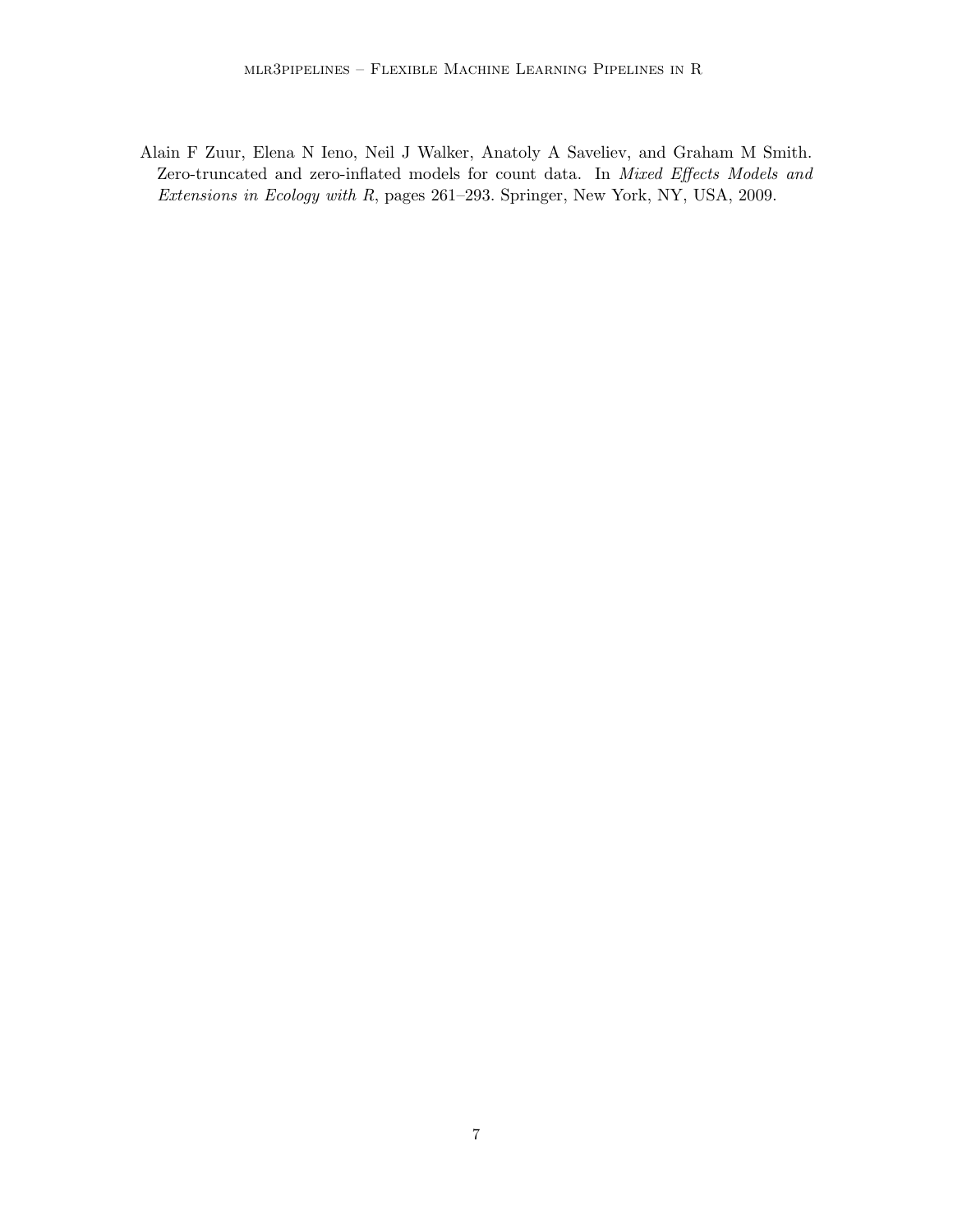Alain F Zuur, Elena N Ieno, Neil J Walker, Anatoly A Saveliev, and Graham M Smith. Zero-truncated and zero-inflated models for count data. In *Mixed Effects Models and Extensions in Ecology with R*, pages 261–293. Springer, New York, NY, USA, 2009.